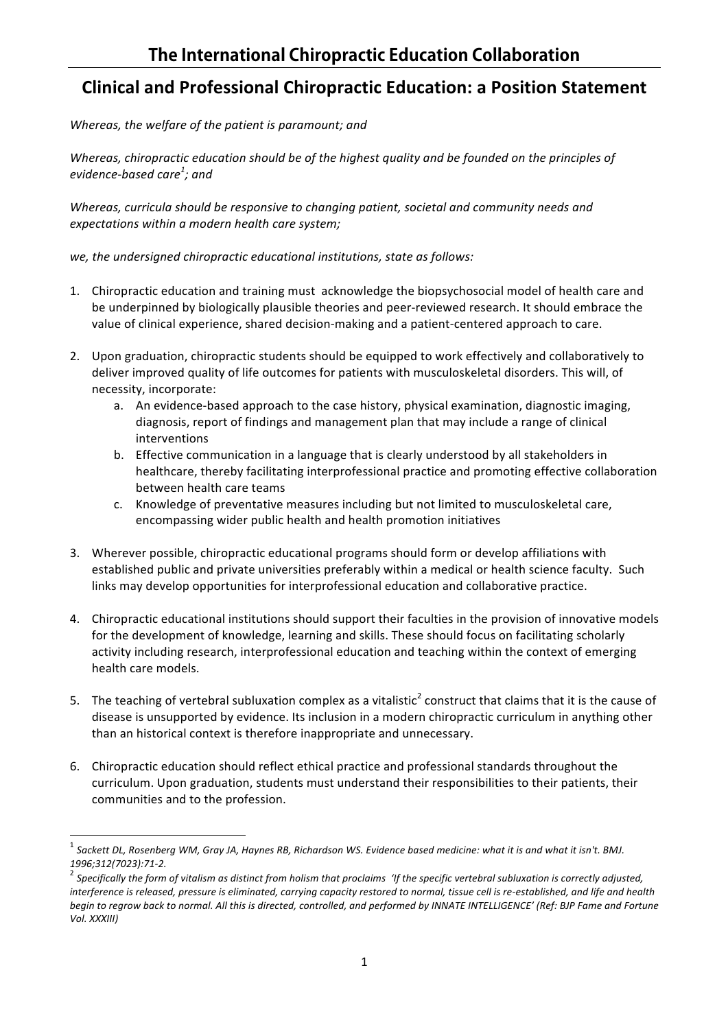# The International Chiropractic Education Collaboration

## Clinical and Professional Chiropractic Education: a Position Statement

*Whereas, the welfare of the patient is paramount; and*

*Whereas, chiropractic education should be of the highest quality and be founded on the principles of evidence-based care[1]; and*

*Whereas, curricula should be responsive to changing patient, societal and community needs and expectations within a modern health care system;*

*we, the undersigned chiropractic educational institutions, state as follows:*

1. Chiropractic education and training must acknowledge the biopsychosocial model of health care and be underpinned by biologically plausible theories and peer-reviewed research. It should embrace the value of clinical experience, shared decision-making and a patient-centered approach to care.

2. Upon graduation, chiropractic students should be equipped to work effectively and collaboratively to deliver improved quality of life outcomes for patients with musculoskeletal disorders. This will, of necessity, incorporate:
   a. An evidence-based approach to the case history, physical examination, diagnostic imaging, diagnosis, report of findings and management plan that may include a range of clinical interventions
   b. Effective communication in a language that is clearly understood by all stakeholders in healthcare, thereby facilitating interprofessional practice and promoting effective collaboration between health care teams
   c. Knowledge of preventative measures including but not limited to musculoskeletal care, encompassing wider public health and health promotion initiatives

3. Wherever possible, chiropractic educational programs should form or develop affiliations with established public and private universities preferably within a medical or health science faculty. Such links may develop opportunities for interprofessional education and collaborative practice.

4. Chiropractic educational institutions should support their faculties in the provision of innovative models for the development of knowledge, learning and skills. These should focus on facilitating scholarly activity including research, interprofessional education and teaching within the context of emerging health care models.

5. The teaching of vertebral subluxation complex as a vitalistic[2] construct that claims that it is the cause of disease is unsupported by evidence. Its inclusion in a modern chiropractic curriculum in anything other than an historical context is therefore inappropriate and unnecessary.

6. Chiropractic education should reflect ethical practice and professional standards throughout the curriculum. Upon graduation, students must understand their responsibilities to their patients, their communities and to the profession.

---

[1] *Sackett DL, Rosenberg WM, Gray JA, Haynes RB, Richardson WS. Evidence based medicine: what it is and what it isn't. BMJ. 1996;312(7023):71-2.*

[2] *Specifically the form of vitalism as distinct from holism that proclaims 'If the specific vertebral subluxation is correctly adjusted, interference is released, pressure is eliminated, carrying capacity restored to normal, tissue cell is re-established, and life and health begin to regrow back to normal. All this is directed, controlled, and performed by INNATE INTELLIGENCE' (Ref: BJP Fame and Fortune Vol. XXXIII)*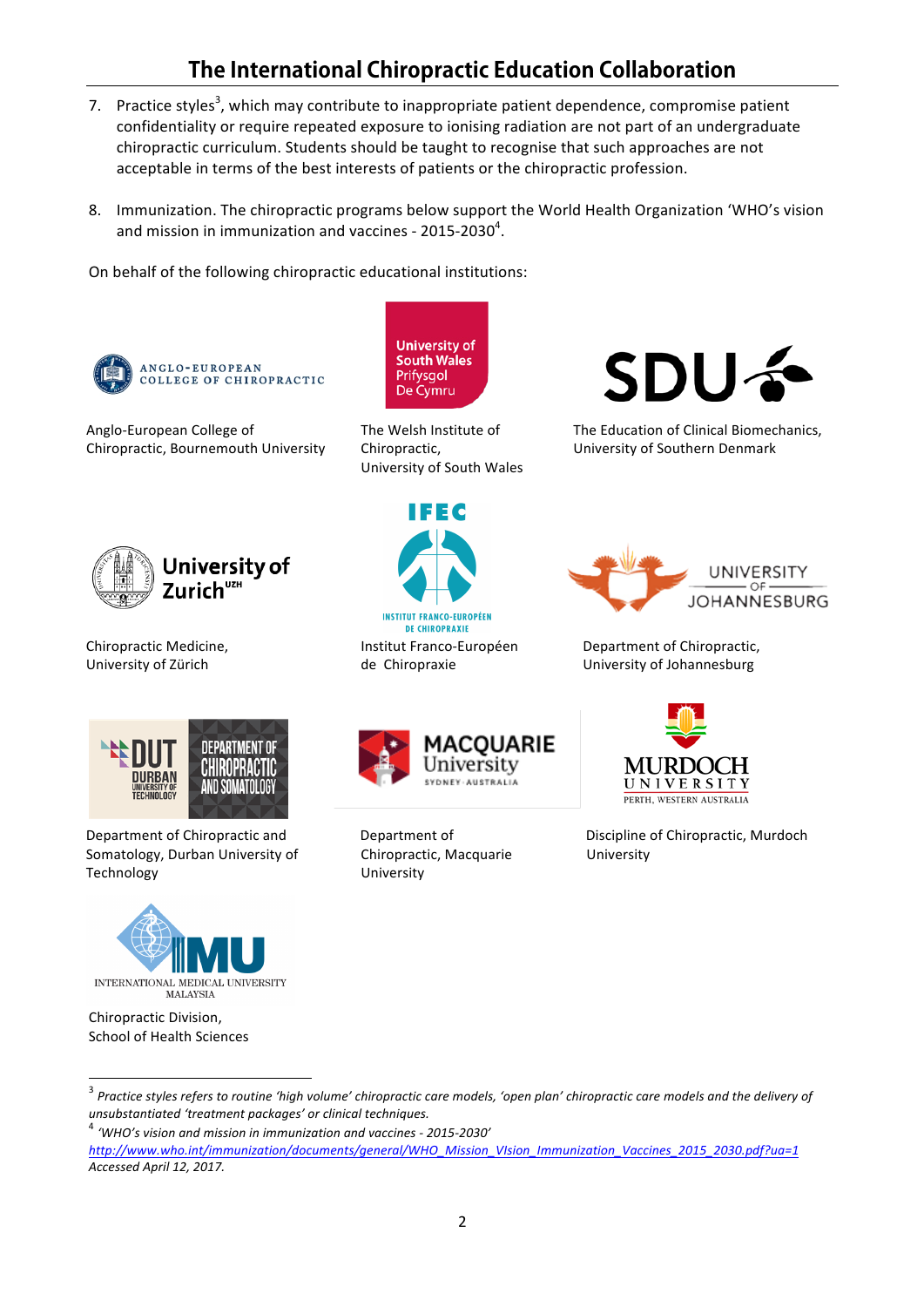7. Practice styles[3], which may contribute to inappropriate patient dependence, compromise patient confidentiality or require repeated exposure to ionising radiation are not part of an undergraduate chiropractic curriculum. Students should be taught to recognise that such approaches are not acceptable in terms of the best interests of patients or the chiropractic profession.

8. Immunization. The chiropractic programs below support the World Health Organization 'WHO's vision and mission in immunization and vaccines - 2015-2030[4].

On behalf of the following chiropractic educational institutions:

Anglo-European College of Chiropractic, Bournemouth University

The Welsh Institute of Chiropractic, University of South Wales

The Education of Clinical Biomechanics, University of Southern Denmark

Chiropractic Medicine, University of Zürich

Institut Franco-Européen de Chiropraxie

Department of Chiropractic, University of Johannesburg

Department of Chiropractic and Somatology, Durban University of Technology

Department of Chiropractic, Macquarie University

Discipline of Chiropractic, Murdoch University

Chiropractic Division, School of Health Sciences

---

[3] *Practice styles refers to routine 'high volume' chiropractic care models, 'open plan' chiropractic care models and the delivery of unsubstantiated 'treatment packages' or clinical techniques.*

[4] *'WHO's vision and mission in immunization and vaccines - 2015-2030'* *http://www.who.int/immunization/documents/general/WHO_Mission_VIsion_Immunization_Vaccines_2015_2030.pdf?ua=1* *Accessed April 12, 2017.*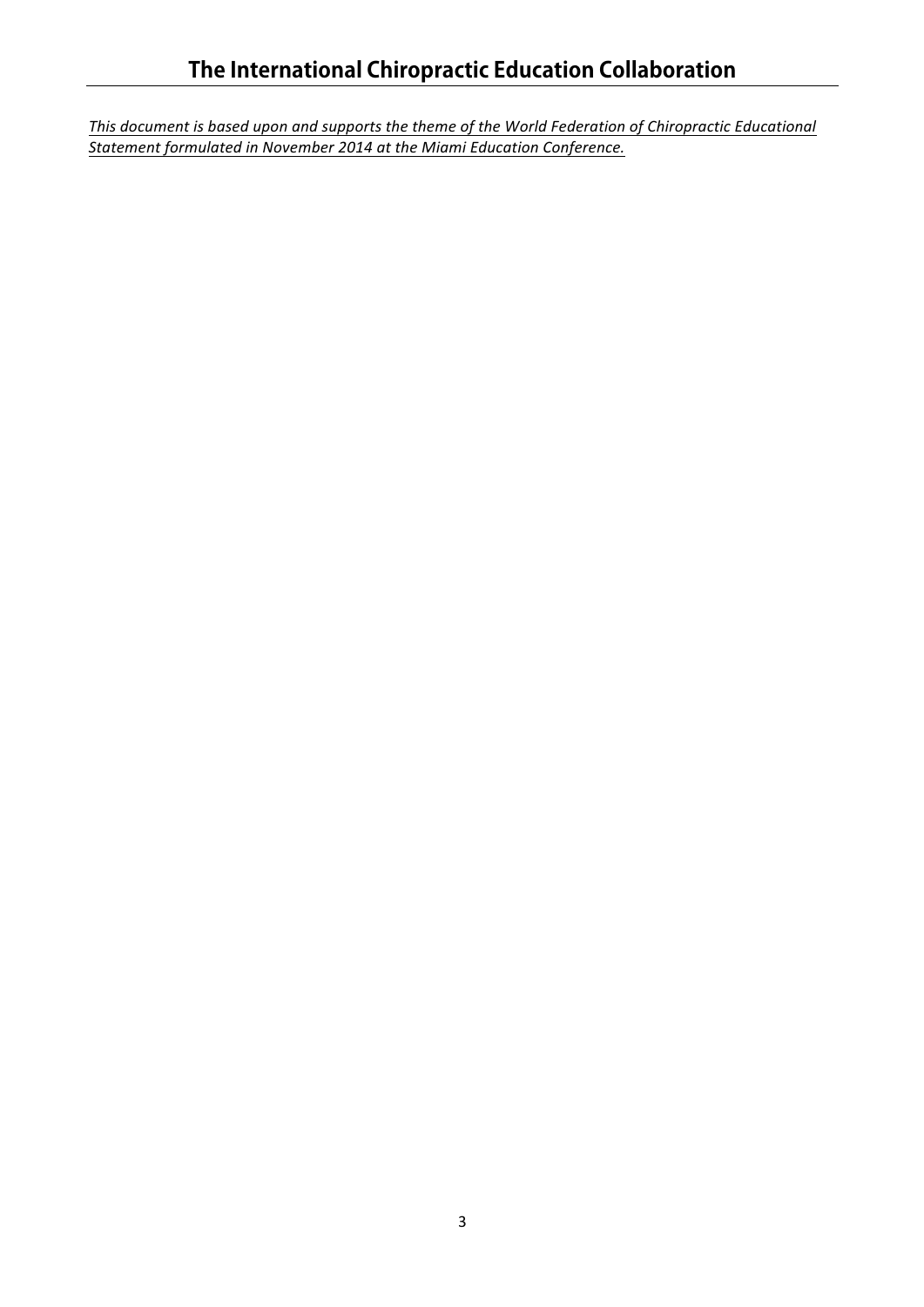# The International Chiropractic Education Collaboration

*This document is based upon and supports the theme of the World Federation of Chiropractic Educational Statement formulated in November 2014 at the Miami Education Conference.*